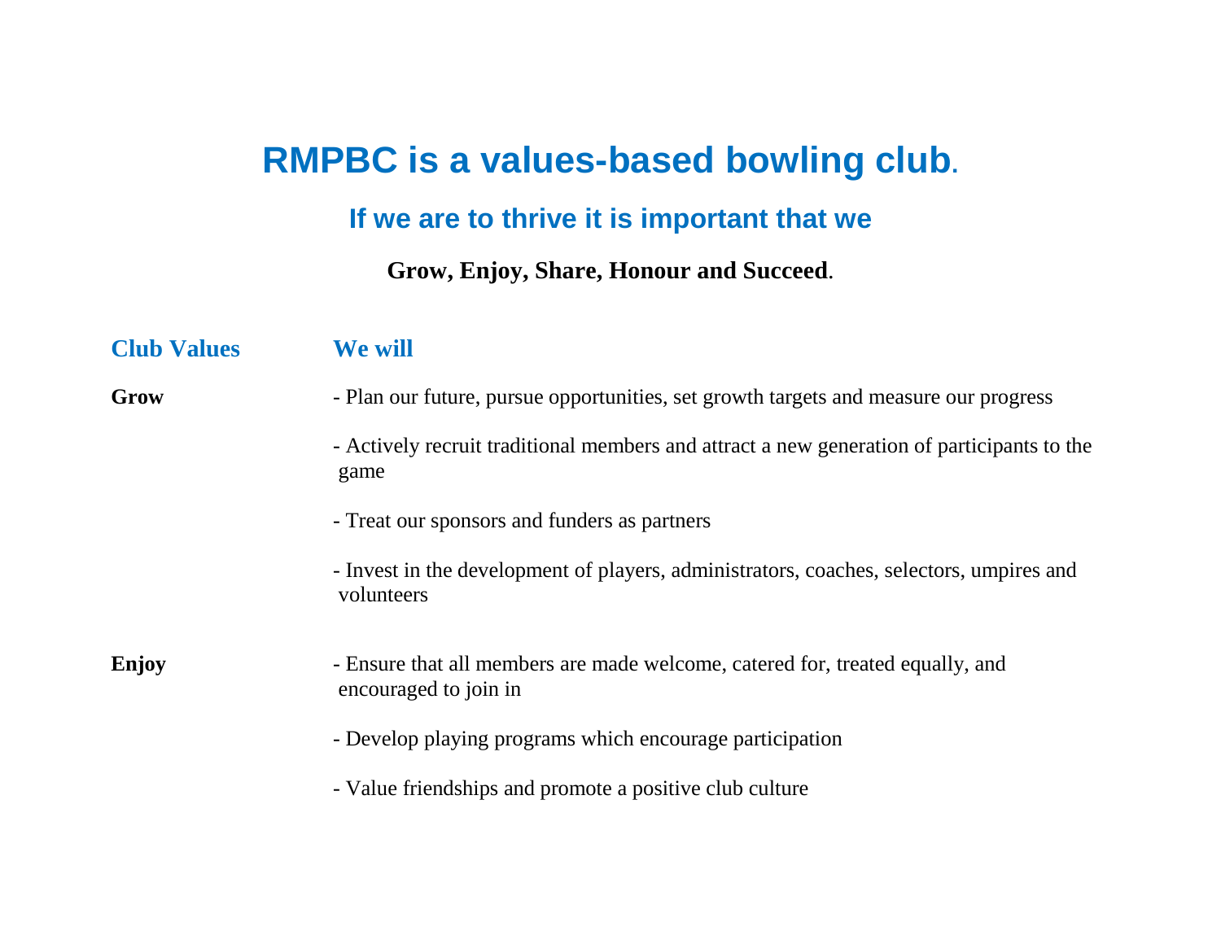# RMPBC is a values-based bowling club.

## If we are to thrive it is important that we

**Grow, Enjoy, Share, Honour and Succeed**.

| Club Values | We will |
| --- | --- |
| **Grow** | - Plan our future, pursue opportunities, set growth targets and measure our progress |
| | - Actively recruit traditional members and attract a new generation of participants to the game |
| | - Treat our sponsors and funders as partners |
| | - Invest in the development of players, administrators, coaches, selectors, umpires and volunteers |
| **Enjoy** | - Ensure that all members are made welcome, catered for, treated equally, and encouraged to join in |
| | - Develop playing programs which encourage participation |
| | - Value friendships and promote a positive club culture |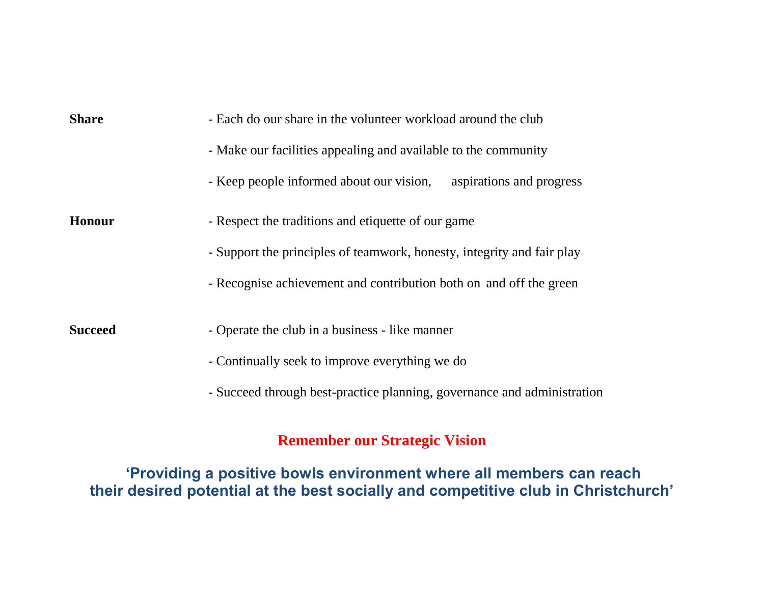| | |
|---|---|
| **Share** | - Each do our share in the volunteer workload around the club |
| | - Make our facilities appealing and available to the community |
| | - Keep people informed about our vision, aspirations and progress |
| **Honour** | - Respect the traditions and etiquette of our game |
| | - Support the principles of teamwork, honesty, integrity and fair play |
| | - Recognise achievement and contribution both on and off the green |
| **Succeed** | - Operate the club in a business - like manner |
| | - Continually seek to improve everything we do |
| | - Succeed through best-practice planning, governance and administration |

**Remember our Strategic Vision**

**‘Providing a positive bowls environment where all members can reach their desired potential at the best socially and competitive club in Christchurch’**